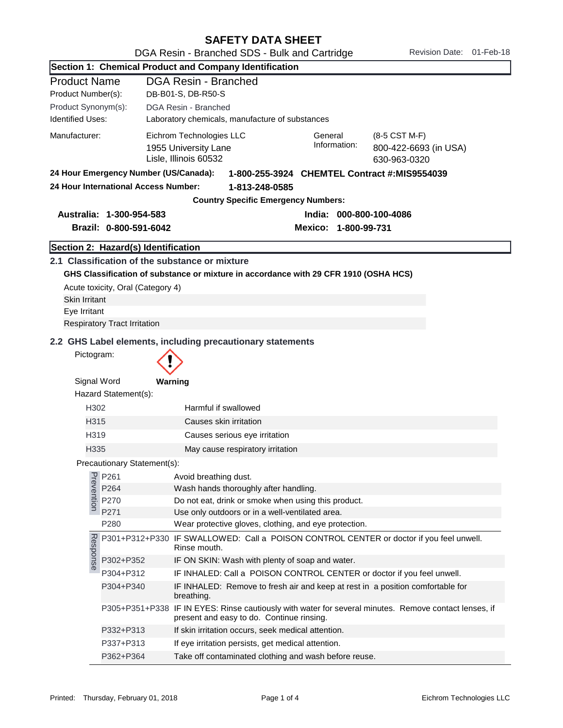# SAFETY DATA SHEET

DGA Resin - Branched SDS - Bulk and Cartridge

Revision Date: 01-Feb-18

## Section 1: Chemical Product and Company Identification

| | |
|---|---|
| Product Name | DGA Resin - Branched |
| Product Number(s): | DB-B01-S, DB-R50-S |
| Product Synonym(s): | DGA Resin - Branched |
| Identified Uses: | Laboratory chemicals, manufacture of substances |
| Manufacturer: | Eichrom Technologies LLC<br>1955 University Lane<br>Lisle, Illinois 60532 |
| General Information: | (8-5 CST M-F)<br>800-422-6693 (in USA)<br>630-963-0320 |

**24 Hour Emergency Number (US/Canada): 1-800-255-3924 CHEMTEL Contract #:MIS9554039**

**24 Hour International Access Number: 1-813-248-0585**

**Country Specific Emergency Numbers:**

**Australia: 1-300-954-583**

**Brazil: 0-800-591-6042**

**India: 000-800-100-4086**

**Mexico: 1-800-99-731**

## Section 2: Hazard(s) Identification

### 2.1 Classification of the substance or mixture

**GHS Classification of substance or mixture in accordance with 29 CFR 1910 (OSHA HCS)**

Acute toxicity, Oral (Category 4)

Skin Irritant

Eye Irritant

Respiratory Tract Irritation

### 2.2 GHS Label elements, including precautionary statements

Pictogram:

Signal Word **Warning**

Hazard Statement(s):

| | |
|---|---|
| H302 | Harmful if swallowed |
| H315 | Causes skin irritation |
| H319 | Causes serious eye irritation |
| H335 | May cause respiratory irritation |

Precautionary Statement(s):

**Prevention**

| | |
|---|---|
| P261 | Avoid breathing dust. |
| P264 | Wash hands thoroughly after handling. |
| P270 | Do not eat, drink or smoke when using this product. |
| P271 | Use only outdoors or in a well-ventilated area. |
| P280 | Wear protective gloves, clothing, and eye protection. |

**Response**

| | |
|---|---|
| P301+P312+P330 | IF SWALLOWED: Call a POISON CONTROL CENTER or doctor if you feel unwell. Rinse mouth. |
| P302+P352 | IF ON SKIN: Wash with plenty of soap and water. |
| P304+P312 | IF INHALED: Call a POISON CONTROL CENTER or doctor if you feel unwell. |
| P304+P340 | IF INHALED: Remove to fresh air and keep at rest in a position comfortable for breathing. |
| P305+P351+P338 | IF IN EYES: Rinse cautiously with water for several minutes. Remove contact lenses, if present and easy to do. Continue rinsing. |
| P332+P313 | If skin irritation occurs, seek medical attention. |
| P337+P313 | If eye irritation persists, get medical attention. |
| P362+P364 | Take off contaminated clothing and wash before reuse. |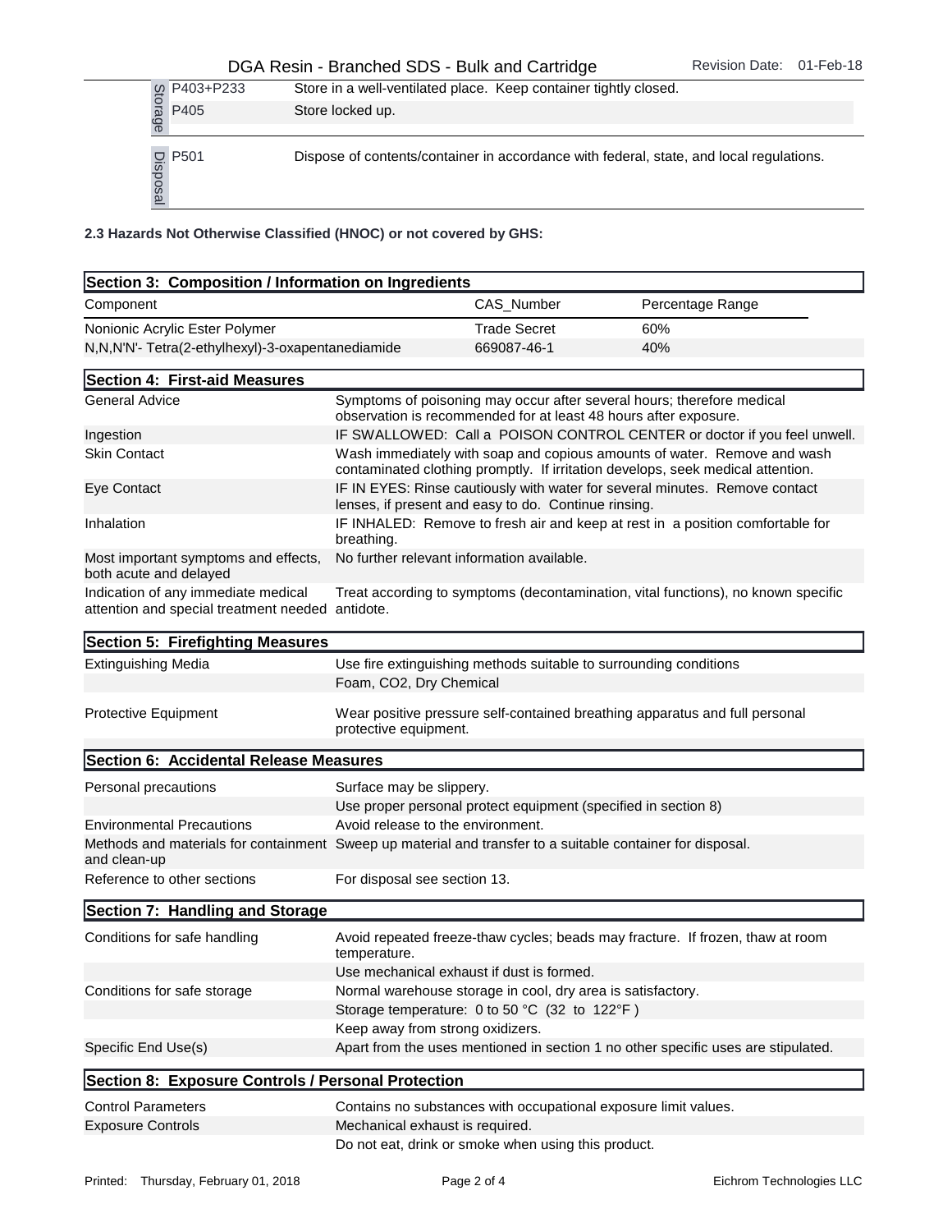| | | |
|---|---|---|
| Storage | P403+P233 | Store in a well-ventilated place. Keep container tightly closed. |
| | P405 | Store locked up. |
| Disposal | P501 | Dispose of contents/container in accordance with federal, state, and local regulations. |

**2.3 Hazards Not Otherwise Classified (HNOC) or not covered by GHS:**

## Section 3: Composition / Information on Ingredients

| Component | CAS_Number | Percentage Range |
|---|---|---|
| Nonionic Acrylic Ester Polymer | Trade Secret | 60% |
| N,N,N'N'- Tetra(2-ethylhexyl)-3-oxapentanediamide | 669087-46-1 | 40% |

## Section 4: First-aid Measures

| | |
|---|---|
| General Advice | Symptoms of poisoning may occur after several hours; therefore medical observation is recommended for at least 48 hours after exposure. |
| Ingestion | IF SWALLOWED: Call a POISON CONTROL CENTER or doctor if you feel unwell. |
| Skin Contact | Wash immediately with soap and copious amounts of water. Remove and wash contaminated clothing promptly. If irritation develops, seek medical attention. |
| Eye Contact | IF IN EYES: Rinse cautiously with water for several minutes. Remove contact lenses, if present and easy to do. Continue rinsing. |
| Inhalation | IF INHALED: Remove to fresh air and keep at rest in a position comfortable for breathing. |
| Most important symptoms and effects, both acute and delayed | No further relevant information available. |
| Indication of any immediate medical attention and special treatment needed | Treat according to symptoms (decontamination, vital functions), no known specific antidote. |

## Section 5: Firefighting Measures

| | |
|---|---|
| Extinguishing Media | Use fire extinguishing methods suitable to surrounding conditions |
| | Foam, CO2, Dry Chemical |
| Protective Equipment | Wear positive pressure self-contained breathing apparatus and full personal protective equipment. |

## Section 6: Accidental Release Measures

| | |
|---|---|
| Personal precautions | Surface may be slippery. |
| | Use proper personal protect equipment (specified in section 8) |
| Environmental Precautions | Avoid release to the environment. |
| Methods and materials for containment and clean-up | Sweep up material and transfer to a suitable container for disposal. |
| Reference to other sections | For disposal see section 13. |

## Section 7: Handling and Storage

| | |
|---|---|
| Conditions for safe handling | Avoid repeated freeze-thaw cycles; beads may fracture. If frozen, thaw at room temperature. |
| | Use mechanical exhaust if dust is formed. |
| Conditions for safe storage | Normal warehouse storage in cool, dry area is satisfactory. |
| | Storage temperature: 0 to 50 °C (32 to 122°F ) |
| | Keep away from strong oxidizers. |
| Specific End Use(s) | Apart from the uses mentioned in section 1 no other specific uses are stipulated. |

## Section 8: Exposure Controls / Personal Protection

| | |
|---|---|
| Control Parameters | Contains no substances with occupational exposure limit values. |
| Exposure Controls | Mechanical exhaust is required. |
| | Do not eat, drink or smoke when using this product. |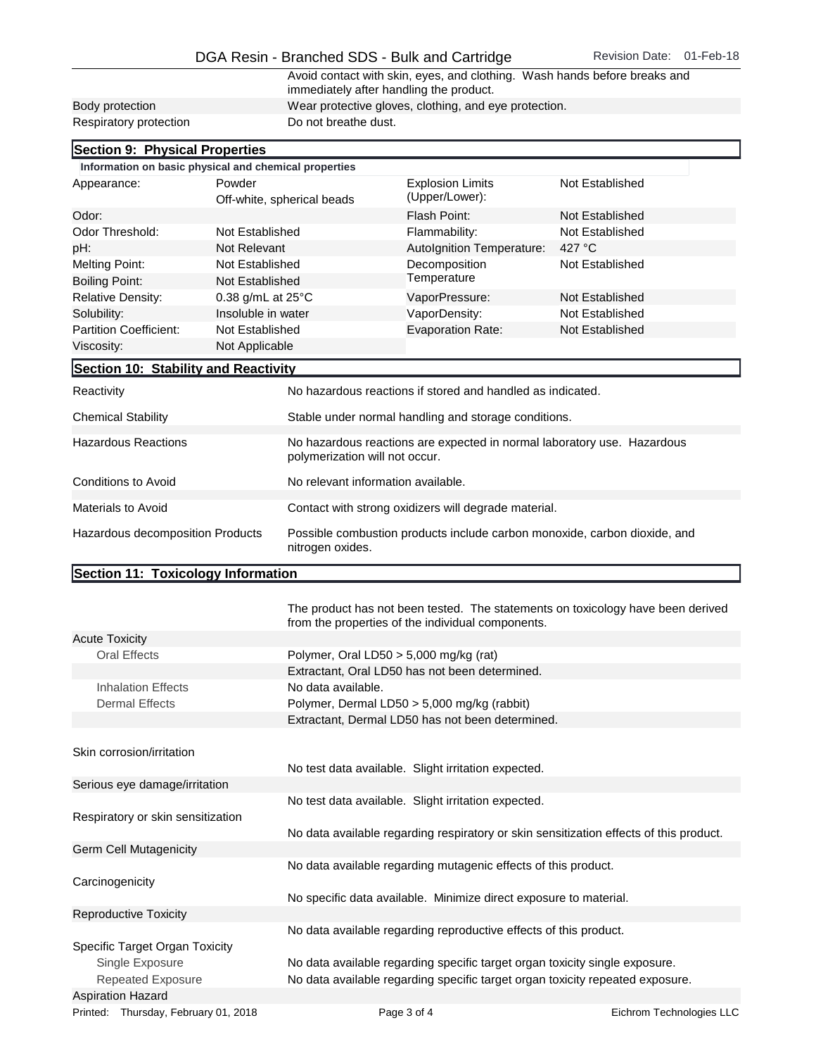| | |
|---|---|
| | Avoid contact with skin, eyes, and clothing. Wash hands before breaks and immediately after handling the product. |
| Body protection | Wear protective gloves, clothing, and eye protection. |
| Respiratory protection | Do not breathe dust. |

## Section 9: Physical Properties

**Information on basic physical and chemical properties**

| | | | |
|---|---|---|---|
| Appearance: | Powder<br>Off-white, spherical beads | Explosion Limits (Upper/Lower): | Not Established |
| Odor: | | Flash Point: | Not Established |
| Odor Threshold: | Not Established | Flammability: | Not Established |
| pH: | Not Relevant | AutoIgnition Temperature: | 427 °C |
| Melting Point: | Not Established | Decomposition Temperature | Not Established |
| Boiling Point: | Not Established | | |
| Relative Density: | 0.38 g/mL at 25°C | VaporPressure: | Not Established |
| Solubility: | Insoluble in water | VaporDensity: | Not Established |
| Partition Coefficient: | Not Established | Evaporation Rate: | Not Established |
| Viscosity: | Not Applicable | | |

## Section 10: Stability and Reactivity

| | |
|---|---|
| Reactivity | No hazardous reactions if stored and handled as indicated. |
| Chemical Stability | Stable under normal handling and storage conditions. |
| Hazardous Reactions | No hazardous reactions are expected in normal laboratory use. Hazardous polymerization will not occur. |
| Conditions to Avoid | No relevant information available. |
| Materials to Avoid | Contact with strong oxidizers will degrade material. |
| Hazardous decomposition Products | Possible combustion products include carbon monoxide, carbon dioxide, and nitrogen oxides. |

## Section 11: Toxicology Information

The product has not been tested. The statements on toxicology have been derived from the properties of the individual components.

| | |
|---|---|
| Acute Toxicity | |
| Oral Effects | Polymer, Oral LD50 > 5,000 mg/kg (rat) |
| | Extractant, Oral LD50 has not been determined. |
| Inhalation Effects | No data available. |
| Dermal Effects | Polymer, Dermal LD50 > 5,000 mg/kg (rabbit) |
| | Extractant, Dermal LD50 has not been determined. |
| Skin corrosion/irritation | No test data available. Slight irritation expected. |
| Serious eye damage/irritation | No test data available. Slight irritation expected. |
| Respiratory or skin sensitization | No data available regarding respiratory or skin sensitization effects of this product. |
| Germ Cell Mutagenicity | No data available regarding mutagenic effects of this product. |
| Carcinogenicity | No specific data available. Minimize direct exposure to material. |
| Reproductive Toxicity | No data available regarding reproductive effects of this product. |
| Specific Target Organ Toxicity | |
| Single Exposure | No data available regarding specific target organ toxicity single exposure. |
| Repeated Exposure | No data available regarding specific target organ toxicity repeated exposure. |
| Aspiration Hazard | |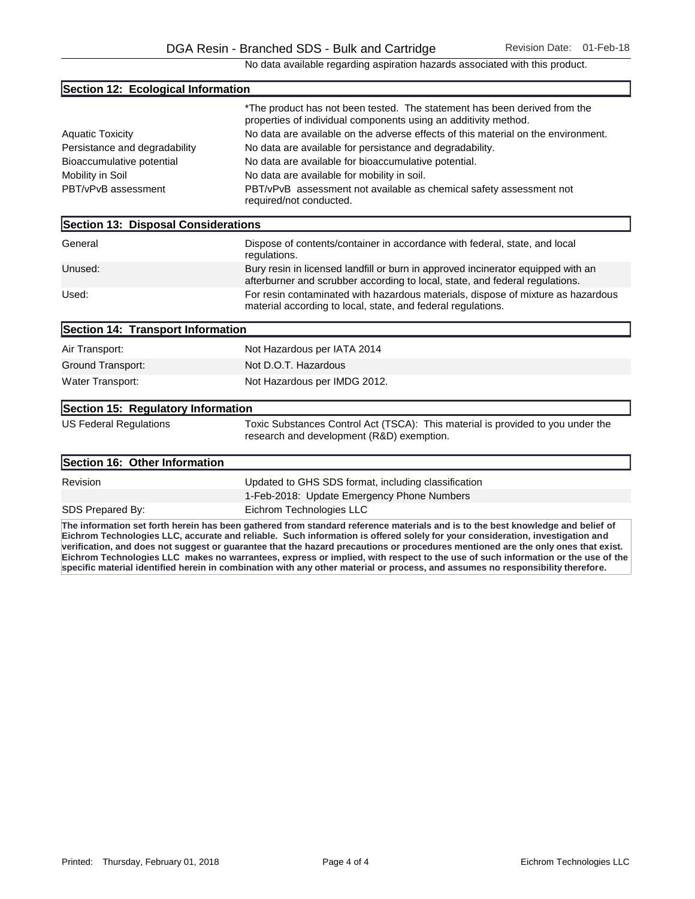No data available regarding aspiration hazards associated with this product.

## Section 12: Ecological Information

| | |
|---|---|
| | *The product has not been tested. The statement has been derived from the properties of individual components using an additivity method. |
| Aquatic Toxicity | No data are available on the adverse effects of this material on the environment. |
| Persistance and degradability | No data are available for persistance and degradability. |
| Bioaccumulative potential | No data are available for bioaccumulative potential. |
| Mobility in Soil | No data are available for mobility in soil. |
| PBT/vPvB assessment | PBT/vPvB assessment not available as chemical safety assessment not required/not conducted. |

## Section 13: Disposal Considerations

| | |
|---|---|
| General | Dispose of contents/container in accordance with federal, state, and local regulations. |
| Unused: | Bury resin in licensed landfill or burn in approved incinerator equipped with an afterburner and scrubber according to local, state, and federal regulations. |
| Used: | For resin contaminated with hazardous materials, dispose of mixture as hazardous material according to local, state, and federal regulations. |

## Section 14: Transport Information

| | |
|---|---|
| Air Transport: | Not Hazardous per IATA 2014 |
| Ground Transport: | Not D.O.T. Hazardous |
| Water Transport: | Not Hazardous per IMDG 2012. |

## Section 15: Regulatory Information

| | |
|---|---|
| US Federal Regulations | Toxic Substances Control Act (TSCA): This material is provided to you under the research and development (R&D) exemption. |

## Section 16: Other Information

| | |
|---|---|
| Revision | Updated to GHS SDS format, including classification |
| | 1-Feb-2018: Update Emergency Phone Numbers |
| SDS Prepared By: | Eichrom Technologies LLC |

**The information set forth herein has been gathered from standard reference materials and is to the best knowledge and belief of Eichrom Technologies LLC, accurate and reliable. Such information is offered solely for your consideration, investigation and verification, and does not suggest or guarantee that the hazard precautions or procedures mentioned are the only ones that exist. Eichrom Technologies LLC makes no warrantees, express or implied, with respect to the use of such information or the use of the specific material identified herein in combination with any other material or process, and assumes no responsibility therefore.**